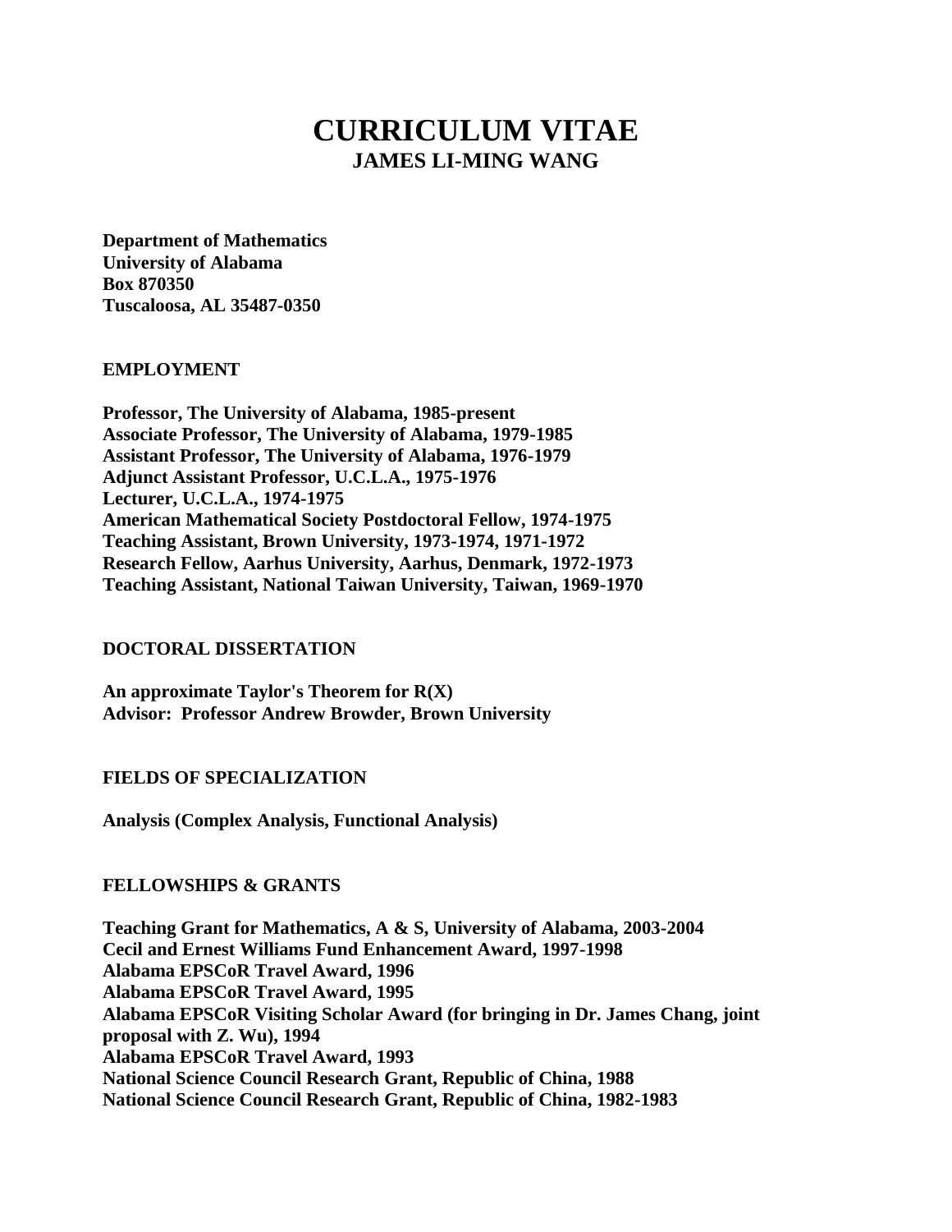# CURRICULUM VITAE

## JAMES LI-MING WANG

**Department of Mathematics**
**University of Alabama**
**Box 870350**
**Tuscaloosa, AL 35487-0350**

### EMPLOYMENT

**Professor, The University of Alabama, 1985-present**
**Associate Professor, The University of Alabama, 1979-1985**
**Assistant Professor, The University of Alabama, 1976-1979**
**Adjunct Assistant Professor, U.C.L.A., 1975-1976**
**Lecturer, U.C.L.A., 1974-1975**
**American Mathematical Society Postdoctoral Fellow, 1974-1975**
**Teaching Assistant, Brown University, 1973-1974, 1971-1972**
**Research Fellow, Aarhus University, Aarhus, Denmark, 1972-1973**
**Teaching Assistant, National Taiwan University, Taiwan, 1969-1970**

### DOCTORAL DISSERTATION

**An approximate Taylor's Theorem for R(X)**
**Advisor: Professor Andrew Browder, Brown University**

### FIELDS OF SPECIALIZATION

**Analysis (Complex Analysis, Functional Analysis)**

### FELLOWSHIPS & GRANTS

**Teaching Grant for Mathematics, A & S, University of Alabama, 2003-2004**
**Cecil and Ernest Williams Fund Enhancement Award, 1997-1998**
**Alabama EPSCoR Travel Award, 1996**
**Alabama EPSCoR Travel Award, 1995**
**Alabama EPSCoR Visiting Scholar Award (for bringing in Dr. James Chang, joint proposal with Z. Wu), 1994**
**Alabama EPSCoR Travel Award, 1993**
**National Science Council Research Grant, Republic of China, 1988**
**National Science Council Research Grant, Republic of China, 1982-1983**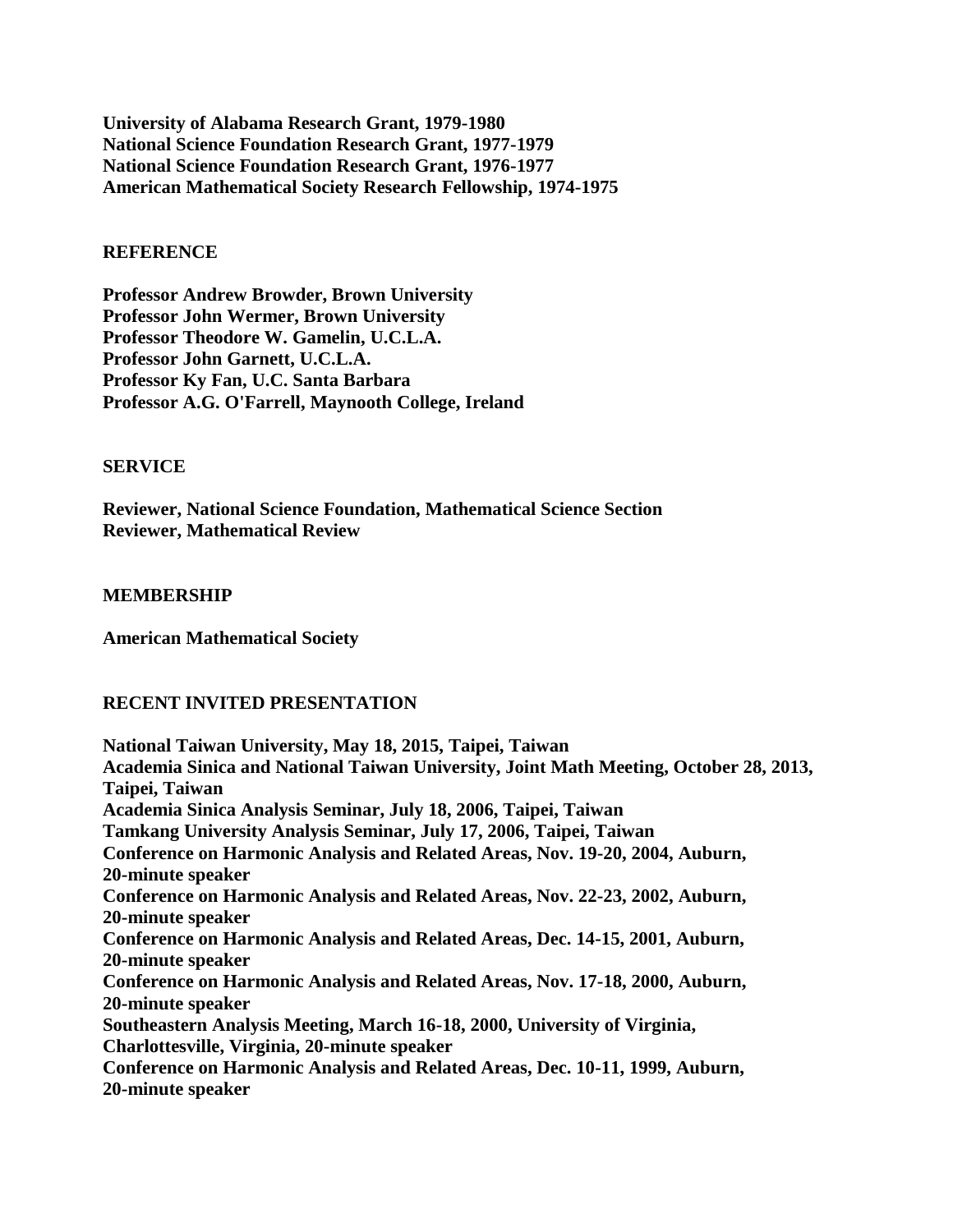**University of Alabama Research Grant, 1979-1980**
**National Science Foundation Research Grant, 1977-1979**
**National Science Foundation Research Grant, 1976-1977**
**American Mathematical Society Research Fellowship, 1974-1975**

## REFERENCE

**Professor Andrew Browder, Brown University**
**Professor John Wermer, Brown University**
**Professor Theodore W. Gamelin, U.C.L.A.**
**Professor John Garnett, U.C.L.A.**
**Professor Ky Fan, U.C. Santa Barbara**
**Professor A.G. O'Farrell, Maynooth College, Ireland**

## SERVICE

**Reviewer, National Science Foundation, Mathematical Science Section**
**Reviewer, Mathematical Review**

## MEMBERSHIP

**American Mathematical Society**

## RECENT INVITED PRESENTATION

**National Taiwan University, May 18, 2015, Taipei, Taiwan**
**Academia Sinica and National Taiwan University, Joint Math Meeting, October 28, 2013, Taipei, Taiwan**
**Academia Sinica Analysis Seminar, July 18, 2006, Taipei, Taiwan**
**Tamkang University Analysis Seminar, July 17, 2006, Taipei, Taiwan**
**Conference on Harmonic Analysis and Related Areas, Nov. 19-20, 2004, Auburn, 20-minute speaker**
**Conference on Harmonic Analysis and Related Areas, Nov. 22-23, 2002, Auburn, 20-minute speaker**
**Conference on Harmonic Analysis and Related Areas, Dec. 14-15, 2001, Auburn, 20-minute speaker**
**Conference on Harmonic Analysis and Related Areas, Nov. 17-18, 2000, Auburn, 20-minute speaker**
**Southeastern Analysis Meeting, March 16-18, 2000, University of Virginia, Charlottesville, Virginia, 20-minute speaker**
**Conference on Harmonic Analysis and Related Areas, Dec. 10-11, 1999, Auburn, 20-minute speaker**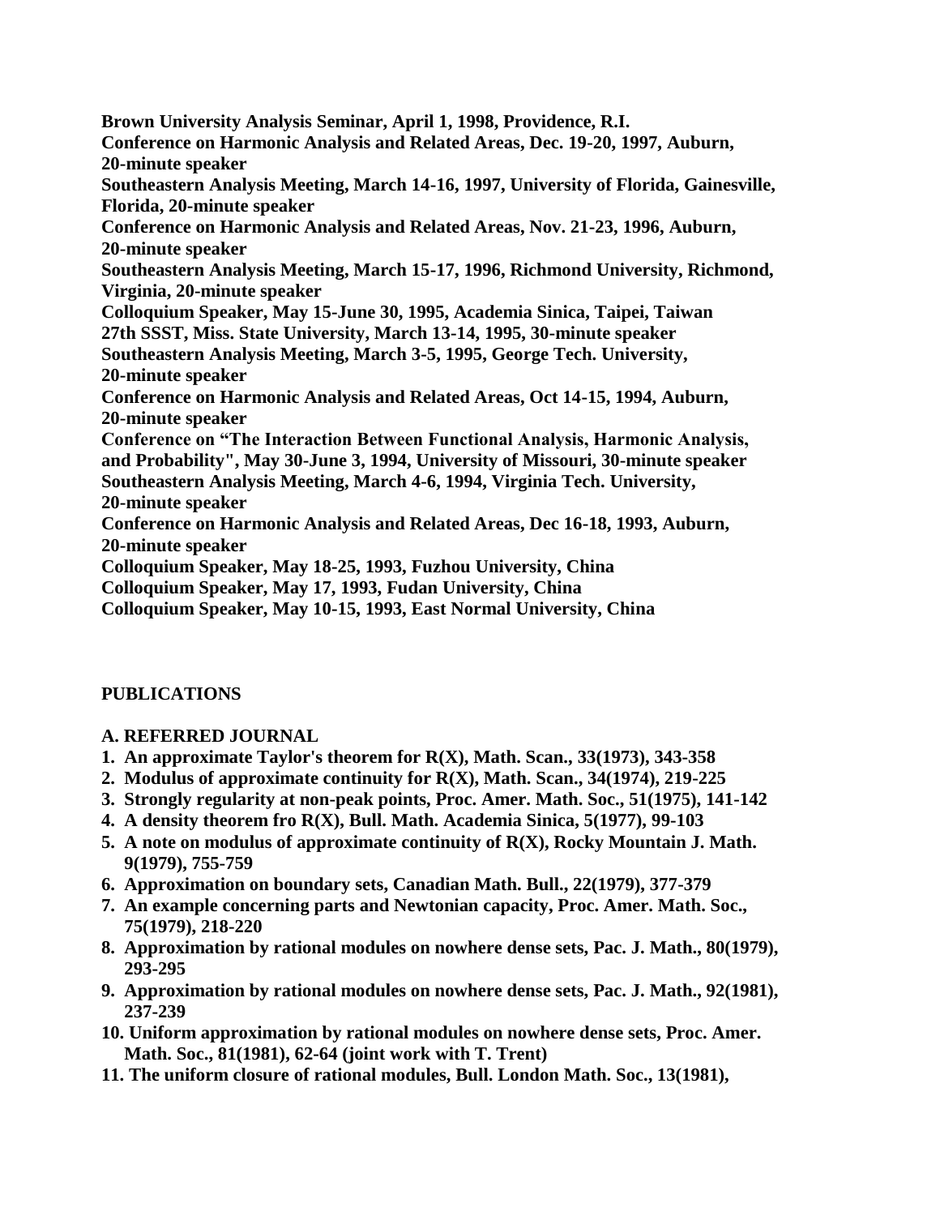**Brown University Analysis Seminar, April 1, 1998, Providence, R.I.**
**Conference on Harmonic Analysis and Related Areas, Dec. 19-20, 1997, Auburn, 20-minute speaker**
**Southeastern Analysis Meeting, March 14-16, 1997, University of Florida, Gainesville, Florida, 20-minute speaker**
**Conference on Harmonic Analysis and Related Areas, Nov. 21-23, 1996, Auburn, 20-minute speaker**
**Southeastern Analysis Meeting, March 15-17, 1996, Richmond University, Richmond, Virginia, 20-minute speaker**
**Colloquium Speaker, May 15-June 30, 1995, Academia Sinica, Taipei, Taiwan**
**27th SSST, Miss. State University, March 13-14, 1995, 30-minute speaker**
**Southeastern Analysis Meeting, March 3-5, 1995, George Tech. University, 20-minute speaker**
**Conference on Harmonic Analysis and Related Areas, Oct 14-15, 1994, Auburn, 20-minute speaker**
**Conference on "The Interaction Between Functional Analysis, Harmonic Analysis, and Probability", May 30-June 3, 1994, University of Missouri, 30-minute speaker**
**Southeastern Analysis Meeting, March 4-6, 1994, Virginia Tech. University, 20-minute speaker**
**Conference on Harmonic Analysis and Related Areas, Dec 16-18, 1993, Auburn, 20-minute speaker**
**Colloquium Speaker, May 18-25, 1993, Fuzhou University, China**
**Colloquium Speaker, May 17, 1993, Fudan University, China**
**Colloquium Speaker, May 10-15, 1993, East Normal University, China**

## PUBLICATIONS

### A. REFERRED JOURNAL

1. **An approximate Taylor's theorem for R(X), Math. Scan., 33(1973), 343-358**
2. **Modulus of approximate continuity for R(X), Math. Scan., 34(1974), 219-225**
3. **Strongly regularity at non-peak points, Proc. Amer. Math. Soc., 51(1975), 141-142**
4. **A density theorem fro R(X), Bull. Math. Academia Sinica, 5(1977), 99-103**
5. **A note on modulus of approximate continuity of R(X), Rocky Mountain J. Math. 9(1979), 755-759**
6. **Approximation on boundary sets, Canadian Math. Bull., 22(1979), 377-379**
7. **An example concerning parts and Newtonian capacity, Proc. Amer. Math. Soc., 75(1979), 218-220**
8. **Approximation by rational modules on nowhere dense sets, Pac. J. Math., 80(1979), 293-295**
9. **Approximation by rational modules on nowhere dense sets, Pac. J. Math., 92(1981), 237-239**
10. **Uniform approximation by rational modules on nowhere dense sets, Proc. Amer. Math. Soc., 81(1981), 62-64 (joint work with T. Trent)**
11. **The uniform closure of rational modules, Bull. London Math. Soc., 13(1981),**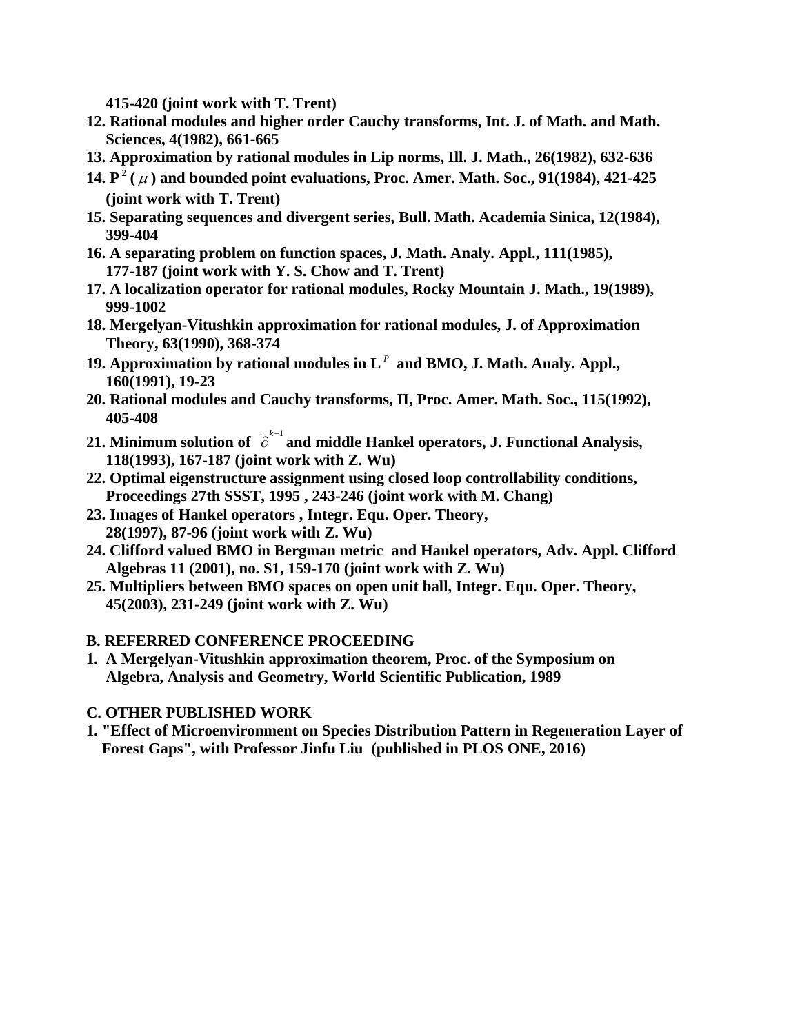**415-420 (joint work with T. Trent)**

12. **Rational modules and higher order Cauchy transforms, Int. J. of Math. and Math. Sciences, 4(1982), 661-665**
13. **Approximation by rational modules in Lip norms, Ill. J. Math., 26(1982), 632-636**
14. **$P^2(\mu)$ and bounded point evaluations, Proc. Amer. Math. Soc., 91(1984), 421-425 (joint work with T. Trent)**
15. **Separating sequences and divergent series, Bull. Math. Academia Sinica, 12(1984), 399-404**
16. **A separating problem on function spaces, J. Math. Analy. Appl., 111(1985), 177-187 (joint work with Y. S. Chow and T. Trent)**
17. **A localization operator for rational modules, Rocky Mountain J. Math., 19(1989), 999-1002**
18. **Mergelyan-Vitushkin approximation for rational modules, J. of Approximation Theory, 63(1990), 368-374**
19. **Approximation by rational modules in $L^P$ and BMO, J. Math. Analy. Appl., 160(1991), 19-23**
20. **Rational modules and Cauchy transforms, II, Proc. Amer. Math. Soc., 115(1992), 405-408**
21. **Minimum solution of $\bar{\partial}^{k+1}$ and middle Hankel operators, J. Functional Analysis, 118(1993), 167-187 (joint work with Z. Wu)**
22. **Optimal eigenstructure assignment using closed loop controllability conditions, Proceedings 27th SSST, 1995 , 243-246 (joint work with M. Chang)**
23. **Images of Hankel operators , Integr. Equ. Oper. Theory, 28(1997), 87-96 (joint work with Z. Wu)**
24. **Clifford valued BMO in Bergman metric and Hankel operators, Adv. Appl. Clifford Algebras 11 (2001), no. S1, 159-170 (joint work with Z. Wu)**
25. **Multipliers between BMO spaces on open unit ball, Integr. Equ. Oper. Theory, 45(2003), 231-249 (joint work with Z. Wu)**

**B. REFERRED CONFERENCE PROCEEDING**

1. **A Mergelyan-Vitushkin approximation theorem, Proc. of the Symposium on Algebra, Analysis and Geometry, World Scientific Publication, 1989**

**C. OTHER PUBLISHED WORK**

1. **"Effect of Microenvironment on Species Distribution Pattern in Regeneration Layer of Forest Gaps", with Professor Jinfu Liu (published in PLOS ONE, 2016)**